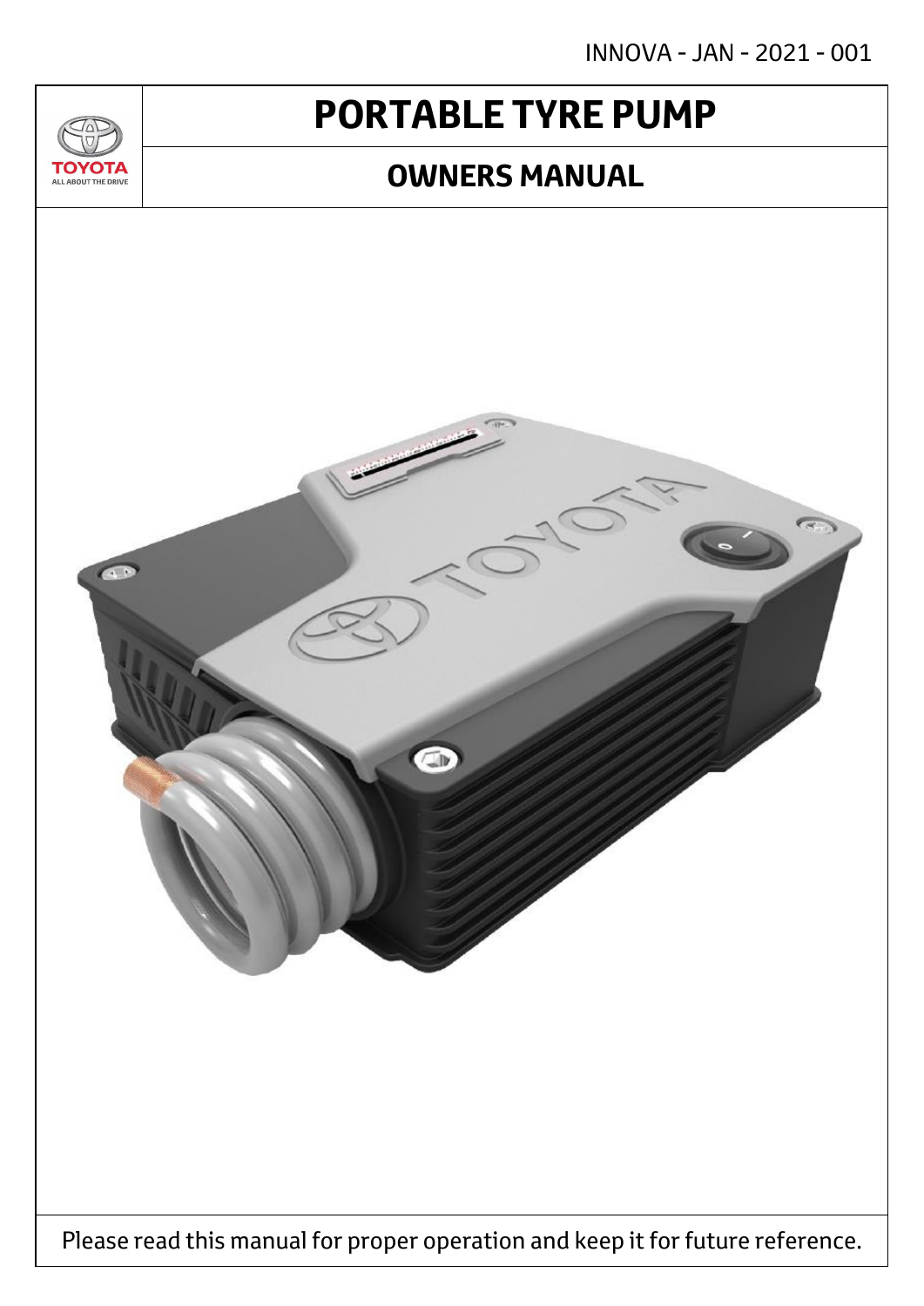INNOVA - JAN - 2021 - 001

TOYOTA
ALL ABOUT THE DRIVE

# PORTABLE TYRE PUMP

## OWNERS MANUAL

Please read this manual for proper operation and keep it for future reference.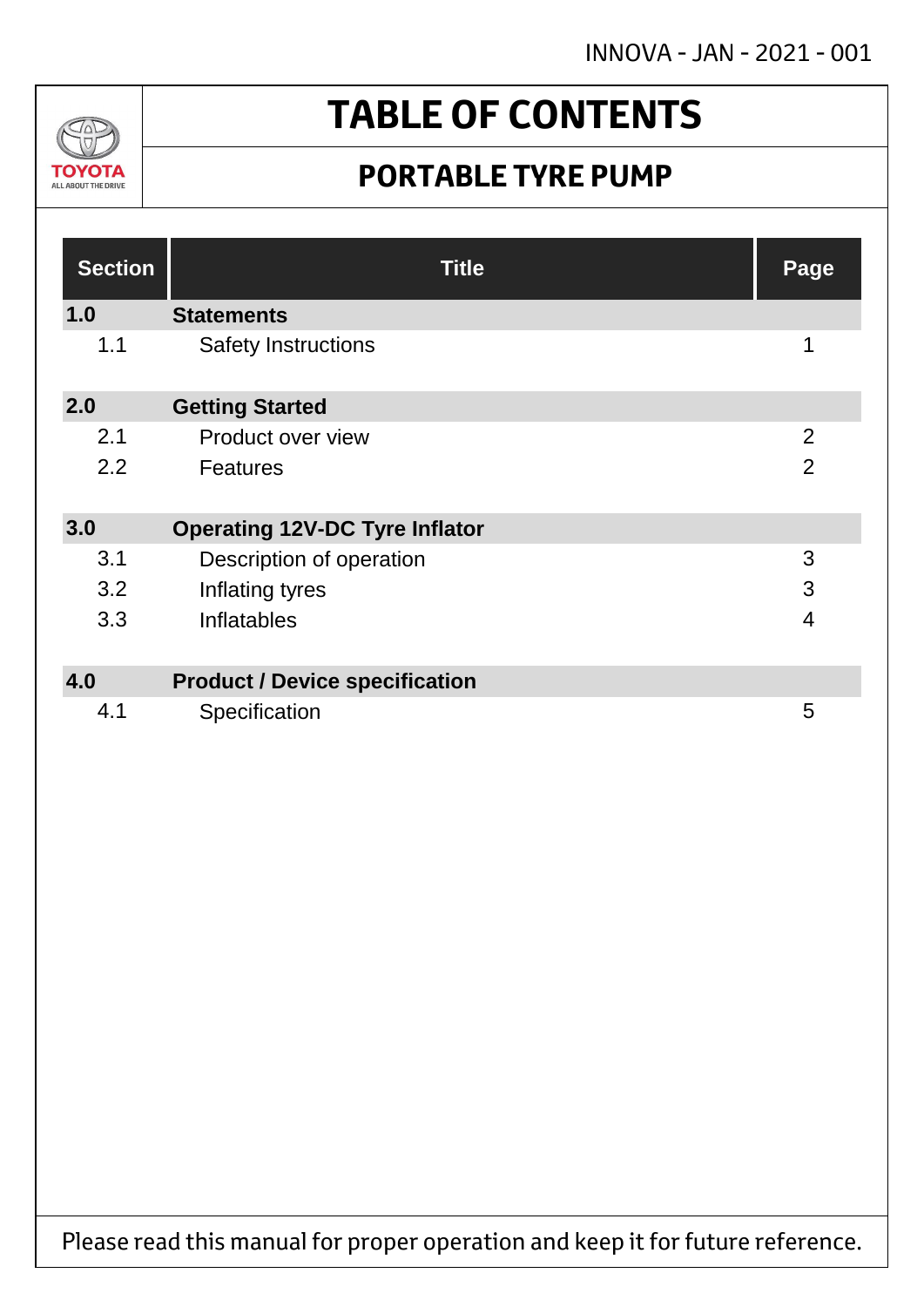# TABLE OF CONTENTS

## PORTABLE TYRE PUMP

| Section | Title | Page |
|---|---|---|
| **1.0** | **Statements** | |
| 1.1 | Safety Instructions | 1 |
| **2.0** | **Getting Started** | |
| 2.1 | Product over view | 2 |
| 2.2 | Features | 2 |
| **3.0** | **Operating 12V-DC Tyre Inflator** | |
| 3.1 | Description of operation | 3 |
| 3.2 | Inflating tyres | 3 |
| 3.3 | Inflatables | 4 |
| **4.0** | **Product / Device specification** | |
| 4.1 | Specification | 5 |

Please read this manual for proper operation and keep it for future reference.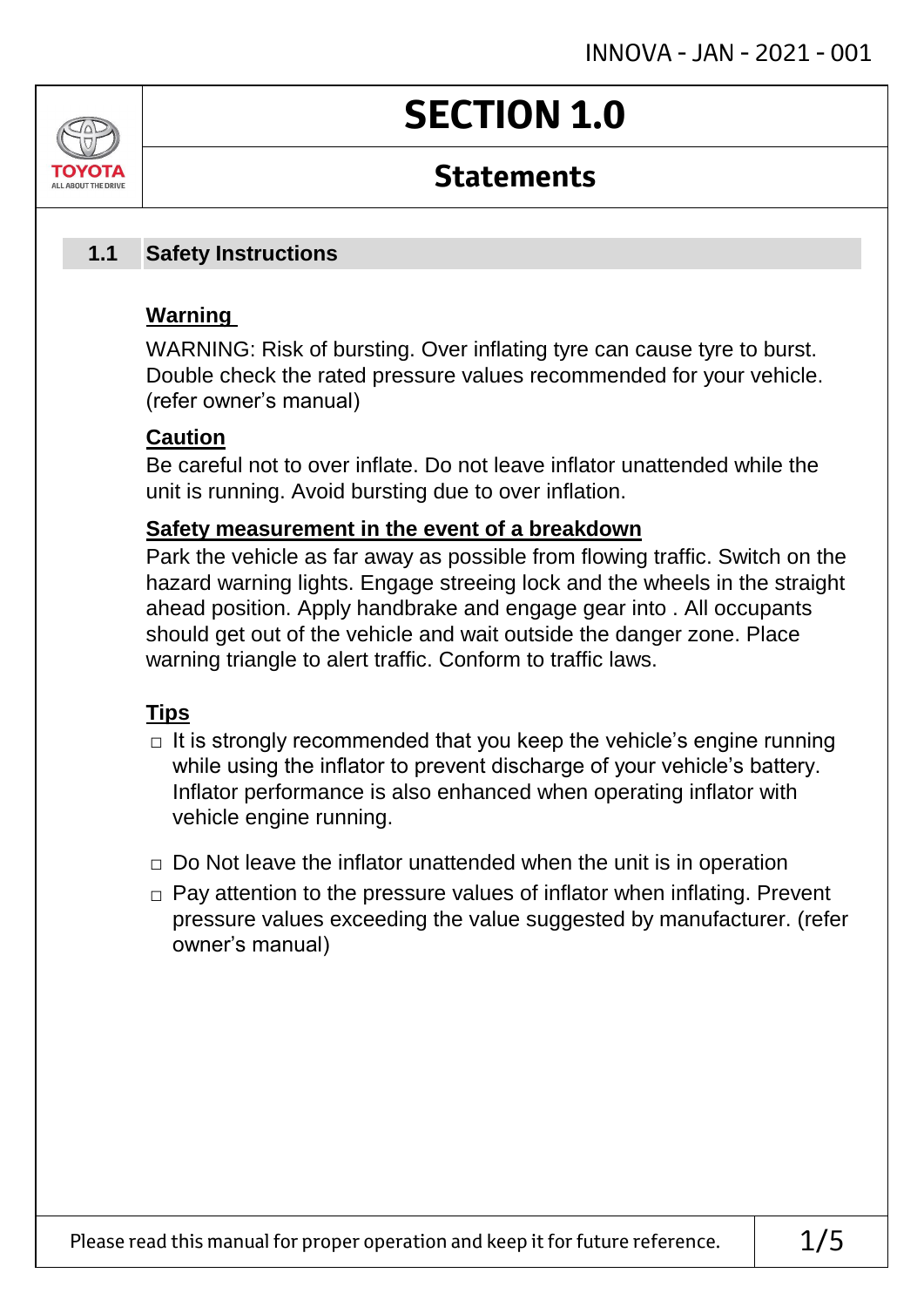# SECTION 1.0

## Statements

### 1.1 Safety Instructions

**Warning**

WARNING: Risk of bursting. Over inflating tyre can cause tyre to burst. Double check the rated pressure values recommended for your vehicle. (refer owner's manual)

**Caution**

Be careful not to over inflate. Do not leave inflator unattended while the unit is running. Avoid bursting due to over inflation.

**Safety measurement in the event of a breakdown**

Park the vehicle as far away as possible from flowing traffic. Switch on the hazard warning lights. Engage streeing lock and the wheels in the straight ahead position. Apply handbrake and engage gear into . All occupants should get out of the vehicle and wait outside the danger zone. Place warning triangle to alert traffic. Conform to traffic laws.

**Tips**

- It is strongly recommended that you keep the vehicle's engine running while using the inflator to prevent discharge of your vehicle's battery. Inflator performance is also enhanced when operating inflator with vehicle engine running.
- Do Not leave the inflator unattended when the unit is in operation
- Pay attention to the pressure values of inflator when inflating. Prevent pressure values exceeding the value suggested by manufacturer. (refer owner's manual)

Please read this manual for proper operation and keep it for future reference.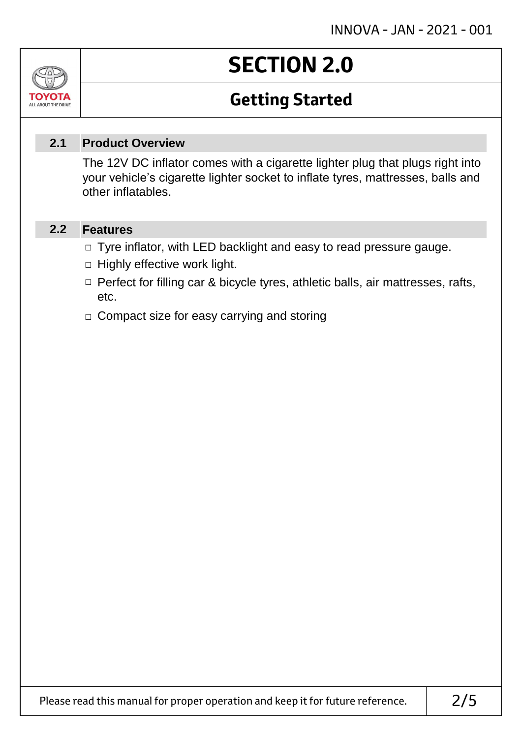# SECTION 2.0

## Getting Started

### 2.1 Product Overview

The 12V DC inflator comes with a cigarette lighter plug that plugs right into your vehicle's cigarette lighter socket to inflate tyres, mattresses, balls and other inflatables.

### 2.2 Features

- Tyre inflator, with LED backlight and easy to read pressure gauge.
- Highly effective work light.
- Perfect for filling car & bicycle tyres, athletic balls, air mattresses, rafts, etc.
- Compact size for easy carrying and storing

Please read this manual for proper operation and keep it for future reference.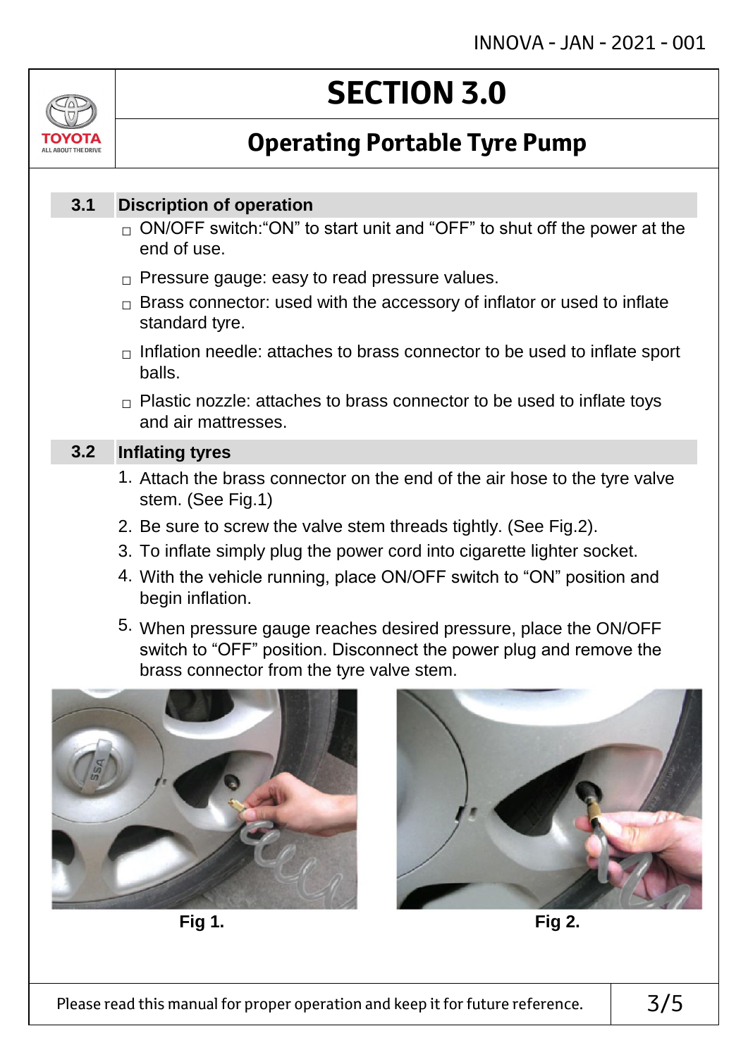# SECTION 3.0

## Operating Portable Tyre Pump

### 3.1 Discription of operation

- ON/OFF switch:"ON" to start unit and "OFF" to shut off the power at the end of use.
- Pressure gauge: easy to read pressure values.
- Brass connector: used with the accessory of inflator or used to inflate standard tyre.
- Inflation needle: attaches to brass connector to be used to inflate sport balls.
- Plastic nozzle: attaches to brass connector to be used to inflate toys and air mattresses.

### 3.2 Inflating tyres

1. Attach the brass connector on the end of the air hose to the tyre valve stem. (See Fig.1)
2. Be sure to screw the valve stem threads tightly. (See Fig.2).
3. To inflate simply plug the power cord into cigarette lighter socket.
4. With the vehicle running, place ON/OFF switch to "ON" position and begin inflation.
5. When pressure gauge reaches desired pressure, place the ON/OFF switch to "OFF" position. Disconnect the power plug and remove the brass connector from the tyre valve stem.

**Fig 1.**

**Fig 2.**

Please read this manual for proper operation and keep it for future reference.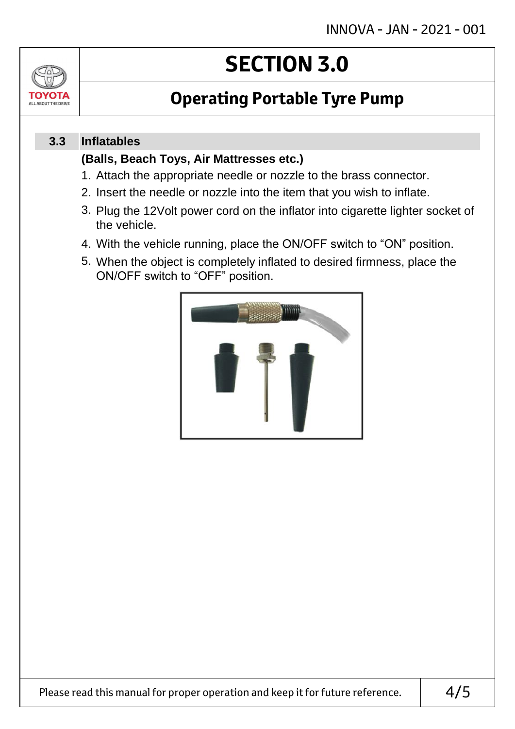# SECTION 3.0

## Operating Portable Tyre Pump

### 3.3 Inflatables

**(Balls, Beach Toys, Air Mattresses etc.)**

1. Attach the appropriate needle or nozzle to the brass connector.
2. Insert the needle or nozzle into the item that you wish to inflate.
3. Plug the 12Volt power cord on the inflator into cigarette lighter socket of the vehicle.
4. With the vehicle running, place the ON/OFF switch to “ON” position.
5. When the object is completely inflated to desired firmness, place the ON/OFF switch to “OFF” position.

Please read this manual for proper operation and keep it for future reference.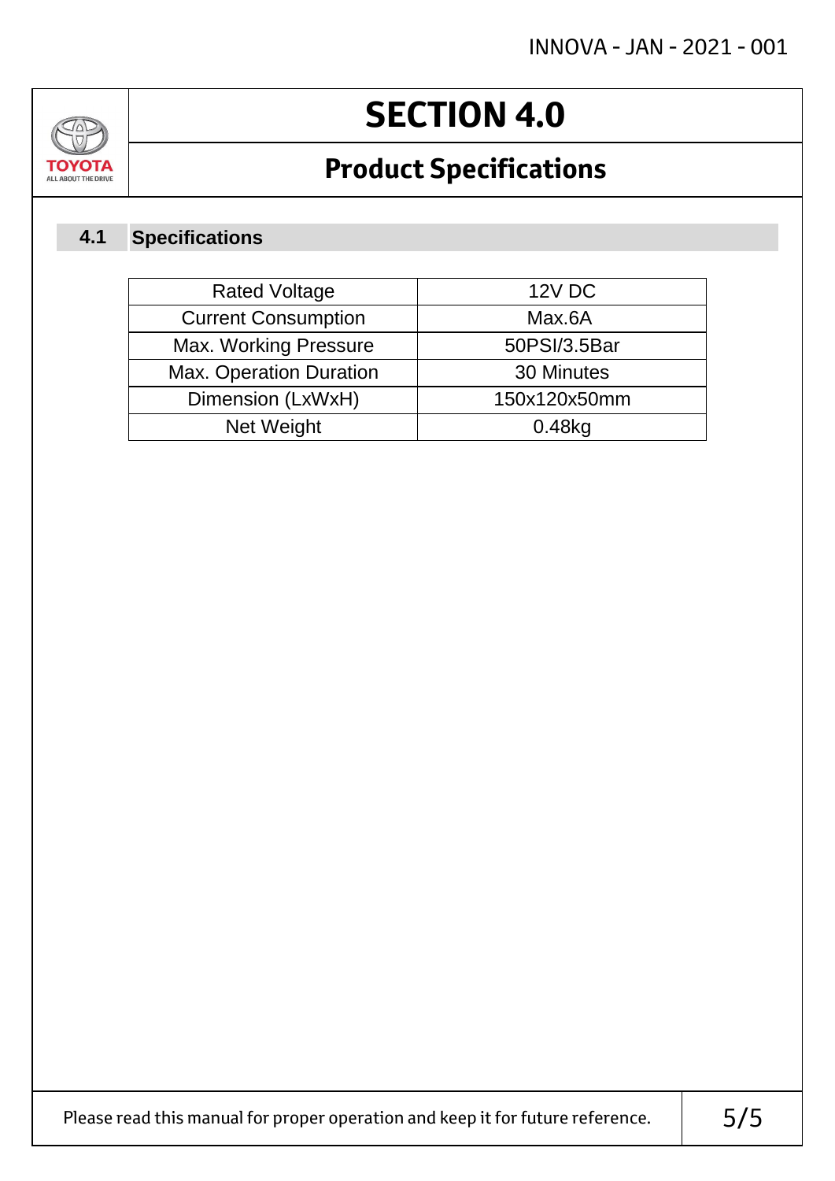# SECTION 4.0

## Product Specifications

### 4.1 Specifications

| | |
|---|---|
| Rated Voltage | 12V DC |
| Current Consumption | Max.6A |
| Max. Working Pressure | 50PSI/3.5Bar |
| Max. Operation Duration | 30 Minutes |
| Dimension (LxWxH) | 150x120x50mm |
| Net Weight | 0.48kg |

Please read this manual for proper operation and keep it for future reference.